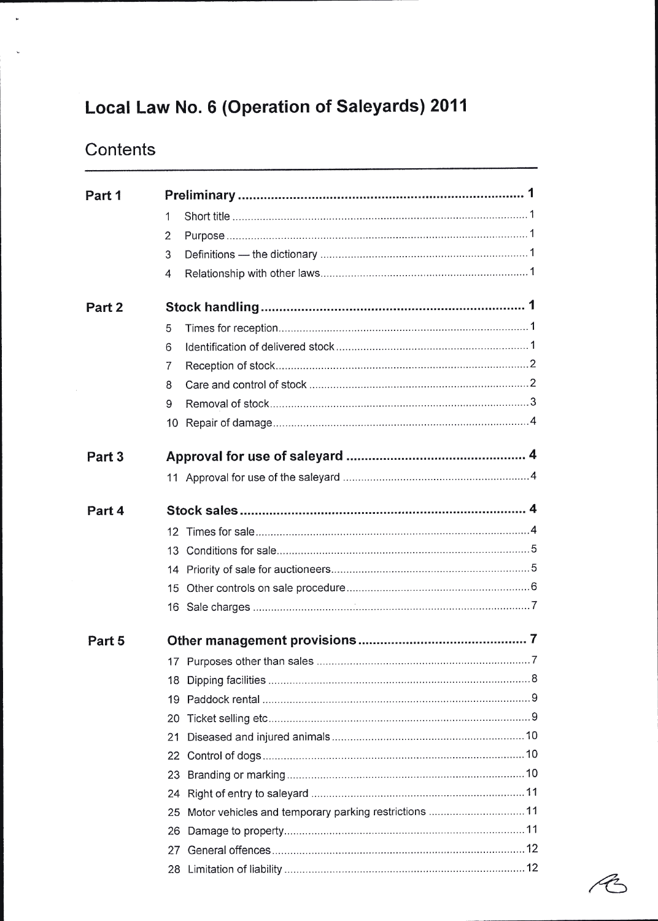# Local Law No. 6 (Operation of Saleyards) 2011

## Contents

| | | |
|---|---|---|
| **Part 1** | **Preliminary** | **1** |
| | 1 Short title | 1 |
| | 2 Purpose | 1 |
| | 3 Definitions — the dictionary | 1 |
| | 4 Relationship with other laws | 1 |
| **Part 2** | **Stock handling** | **1** |
| | 5 Times for reception | 1 |
| | 6 Identification of delivered stock | 1 |
| | 7 Reception of stock | 2 |
| | 8 Care and control of stock | 2 |
| | 9 Removal of stock | 3 |
| | 10 Repair of damage | 4 |
| **Part 3** | **Approval for use of saleyard** | **4** |
| | 11 Approval for use of the saleyard | 4 |
| **Part 4** | **Stock sales** | **4** |
| | 12 Times for sale | 4 |
| | 13 Conditions for sale | 5 |
| | 14 Priority of sale for auctioneers | 5 |
| | 15 Other controls on sale procedure | 6 |
| | 16 Sale charges | 7 |
| **Part 5** | **Other management provisions** | **7** |
| | 17 Purposes other than sales | 7 |
| | 18 Dipping facilities | 8 |
| | 19 Paddock rental | 9 |
| | 20 Ticket selling etc | 9 |
| | 21 Diseased and injured animals | 10 |
| | 22 Control of dogs | 10 |
| | 23 Branding or marking | 10 |
| | 24 Right of entry to saleyard | 11 |
| | 25 Motor vehicles and temporary parking restrictions | 11 |
| | 26 Damage to property | 11 |
| | 27 General offences | 12 |
| | 28 Limitation of liability | 12 |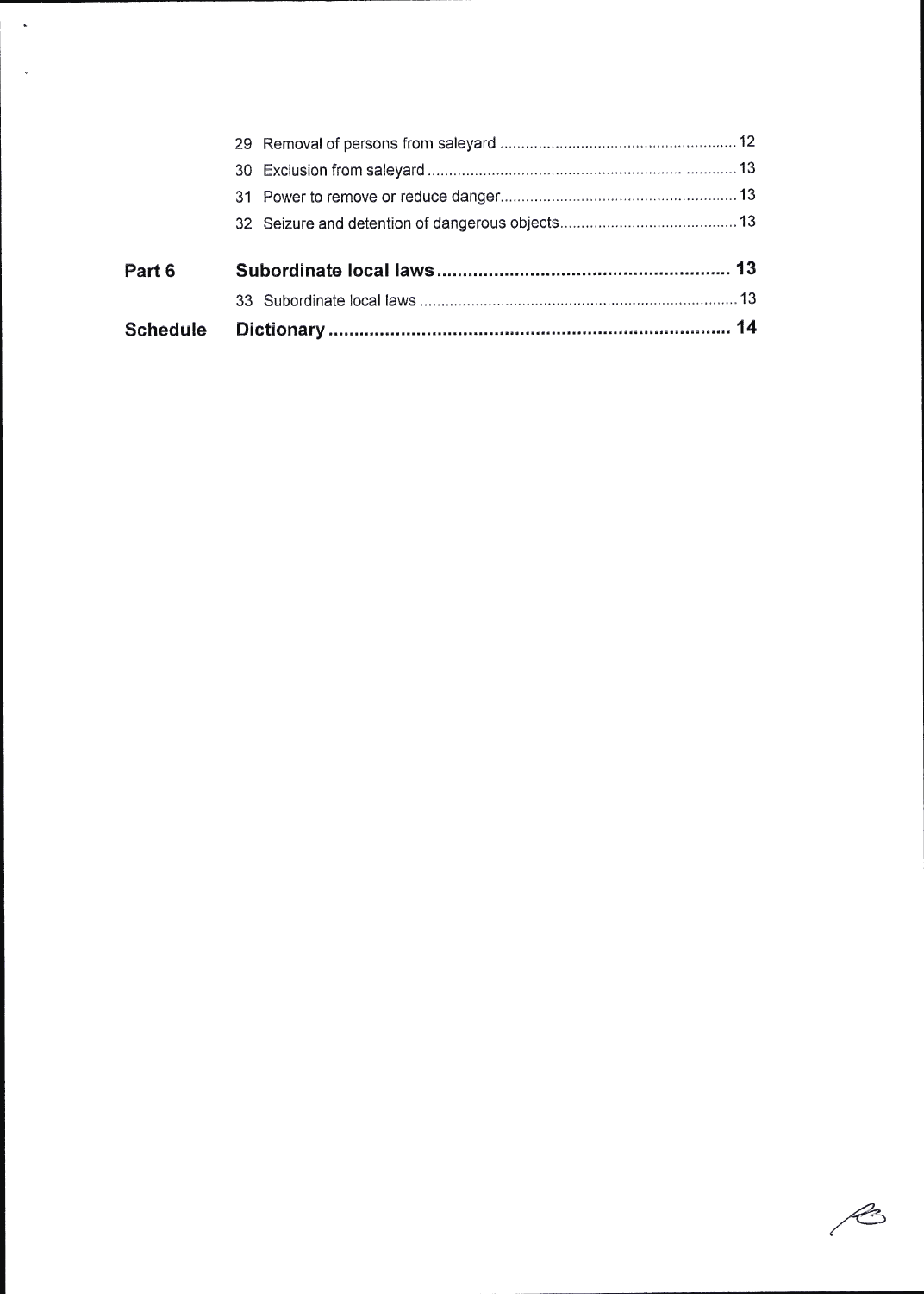| | | |
|---|---|---|
| | 29 Removal of persons from saleyard | 12 |
| | 30 Exclusion from saleyard | 13 |
| | 31 Power to remove or reduce danger | 13 |
| | 32 Seizure and detention of dangerous objects | 13 |
| **Part 6** | **Subordinate local laws** | **13** |
| | 33 Subordinate local laws | 13 |
| **Schedule** | **Dictionary** | **14** |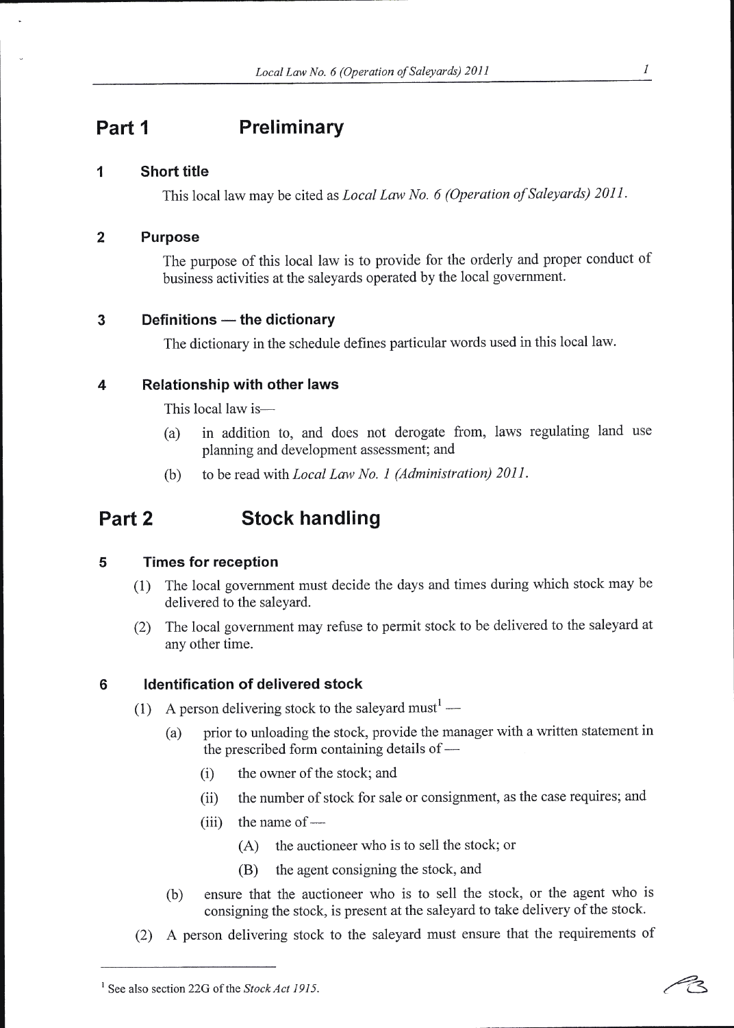# Part 1 Preliminary

## 1 Short title

This local law may be cited as *Local Law No. 6 (Operation of Saleyards) 2011*.

## 2 Purpose

The purpose of this local law is to provide for the orderly and proper conduct of business activities at the saleyards operated by the local government.

## 3 Definitions — the dictionary

The dictionary in the schedule defines particular words used in this local law.

## 4 Relationship with other laws

This local law is—

(a) in addition to, and does not derogate from, laws regulating land use planning and development assessment; and

(b) to be read with *Local Law No. 1 (Administration) 2011*.

# Part 2 Stock handling

## 5 Times for reception

(1) The local government must decide the days and times during which stock may be delivered to the saleyard.

(2) The local government may refuse to permit stock to be delivered to the saleyard at any other time.

## 6 Identification of delivered stock

(1) A person delivering stock to the saleyard must[1] —

(a) prior to unloading the stock, provide the manager with a written statement in the prescribed form containing details of —

(i) the owner of the stock; and

(ii) the number of stock for sale or consignment, as the case requires; and

(iii) the name of —

(A) the auctioneer who is to sell the stock; or

(B) the agent consigning the stock, and

(b) ensure that the auctioneer who is to sell the stock, or the agent who is consigning the stock, is present at the saleyard to take delivery of the stock.

(2) A person delivering stock to the saleyard must ensure that the requirements of

---

[1] See also section 22G of the *Stock Act 1915*.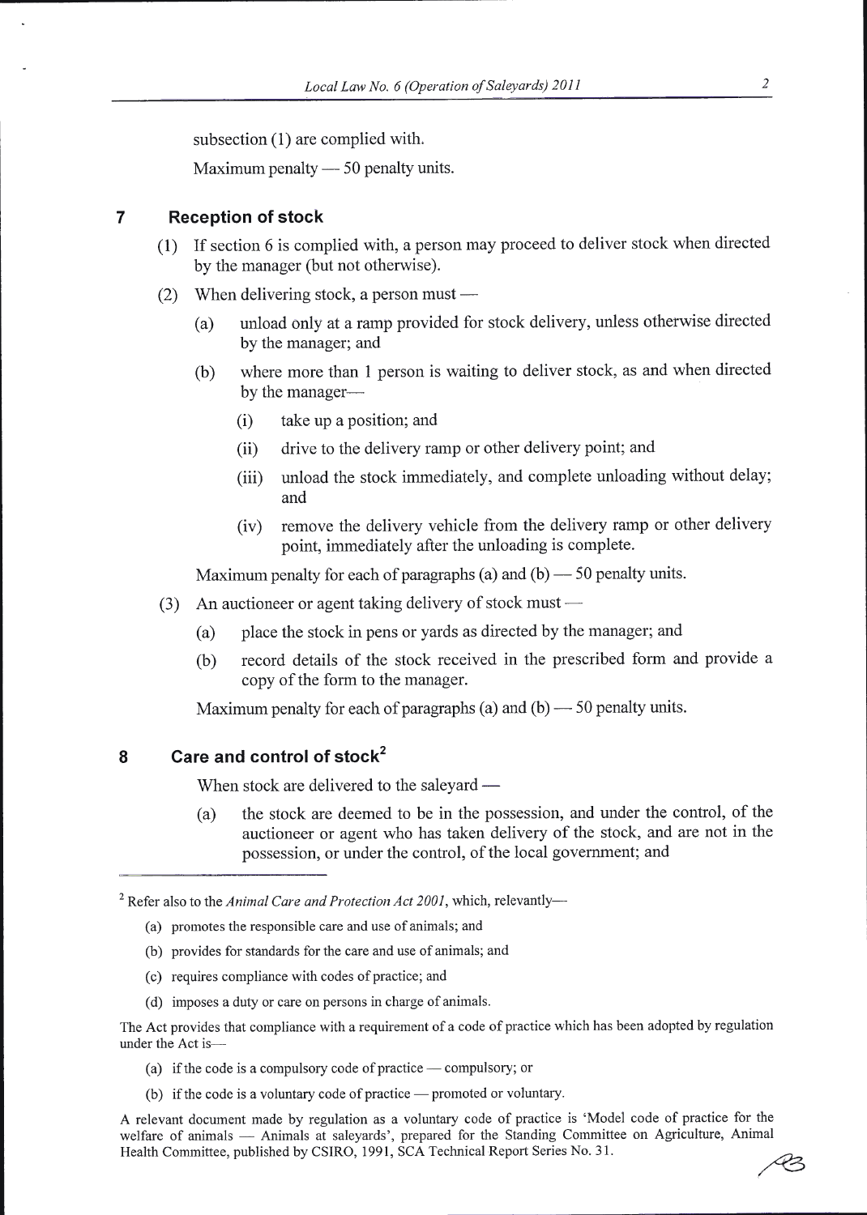subsection (1) are complied with.

Maximum penalty — 50 penalty units.

## 7 Reception of stock

(1) If section 6 is complied with, a person may proceed to deliver stock when directed by the manager (but not otherwise).

(2) When delivering stock, a person must —

(a) unload only at a ramp provided for stock delivery, unless otherwise directed by the manager; and

(b) where more than 1 person is waiting to deliver stock, as and when directed by the manager—

(i) take up a position; and

(ii) drive to the delivery ramp or other delivery point; and

(iii) unload the stock immediately, and complete unloading without delay; and

(iv) remove the delivery vehicle from the delivery ramp or other delivery point, immediately after the unloading is complete.

Maximum penalty for each of paragraphs (a) and (b) — 50 penalty units.

(3) An auctioneer or agent taking delivery of stock must —

(a) place the stock in pens or yards as directed by the manager; and

(b) record details of the stock received in the prescribed form and provide a copy of the form to the manager.

Maximum penalty for each of paragraphs (a) and (b) — 50 penalty units.

## 8 Care and control of stock[2]

When stock are delivered to the saleyard —

(a) the stock are deemed to be in the possession, and under the control, of the auctioneer or agent who has taken delivery of the stock, and are not in the possession, or under the control, of the local government; and

---

[2] Refer also to the *Animal Care and Protection Act 2001*, which, relevantly—

(a) promotes the responsible care and use of animals; and

(b) provides for standards for the care and use of animals; and

(c) requires compliance with codes of practice; and

(d) imposes a duty or care on persons in charge of animals.

The Act provides that compliance with a requirement of a code of practice which has been adopted by regulation under the Act is—

(a) if the code is a compulsory code of practice — compulsory; or

(b) if the code is a voluntary code of practice — promoted or voluntary.

A relevant document made by regulation as a voluntary code of practice is 'Model code of practice for the welfare of animals — Animals at saleyards', prepared for the Standing Committee on Agriculture, Animal Health Committee, published by CSIRO, 1991, SCA Technical Report Series No. 31.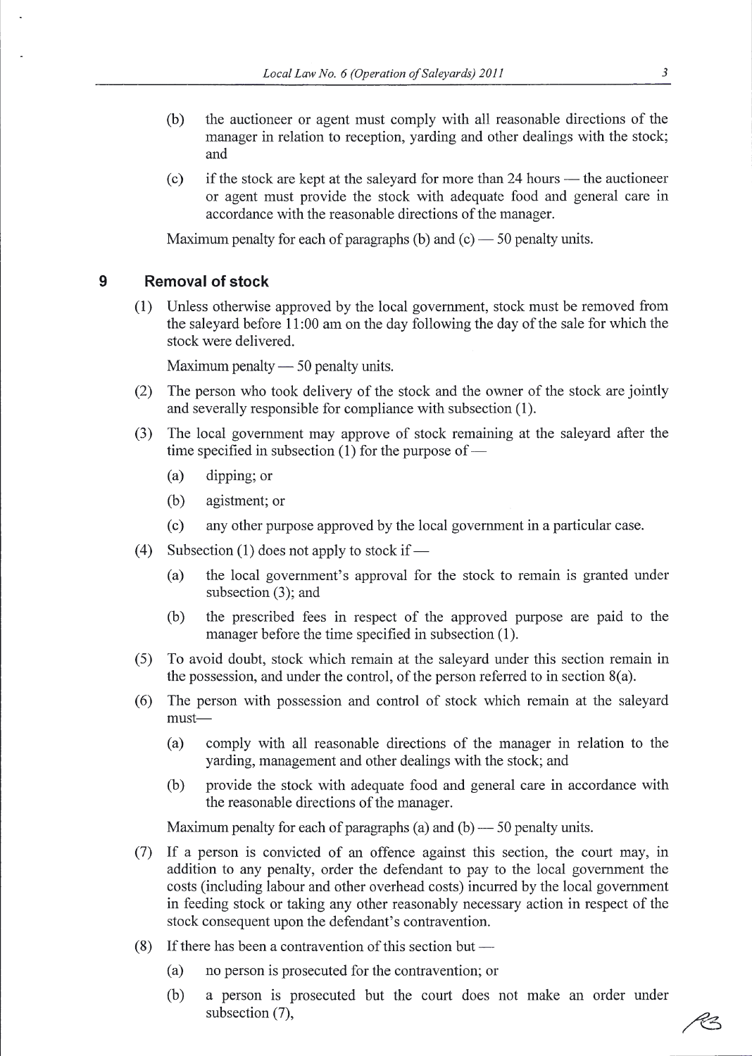(b) the auctioneer or agent must comply with all reasonable directions of the manager in relation to reception, yarding and other dealings with the stock; and

(c) if the stock are kept at the saleyard for more than 24 hours — the auctioneer or agent must provide the stock with adequate food and general care in accordance with the reasonable directions of the manager.

Maximum penalty for each of paragraphs (b) and (c) — 50 penalty units.

## 9 Removal of stock

(1) Unless otherwise approved by the local government, stock must be removed from the saleyard before 11:00 am on the day following the day of the sale for which the stock were delivered.

Maximum penalty — 50 penalty units.

(2) The person who took delivery of the stock and the owner of the stock are jointly and severally responsible for compliance with subsection (1).

(3) The local government may approve of stock remaining at the saleyard after the time specified in subsection (1) for the purpose of —

- (a) dipping; or
- (b) agistment; or
- (c) any other purpose approved by the local government in a particular case.

(4) Subsection (1) does not apply to stock if —

- (a) the local government's approval for the stock to remain is granted under subsection (3); and
- (b) the prescribed fees in respect of the approved purpose are paid to the manager before the time specified in subsection (1).

(5) To avoid doubt, stock which remain at the saleyard under this section remain in the possession, and under the control, of the person referred to in section 8(a).

(6) The person with possession and control of stock which remain at the saleyard must—

- (a) comply with all reasonable directions of the manager in relation to the yarding, management and other dealings with the stock; and
- (b) provide the stock with adequate food and general care in accordance with the reasonable directions of the manager.

Maximum penalty for each of paragraphs (a) and (b) — 50 penalty units.

(7) If a person is convicted of an offence against this section, the court may, in addition to any penalty, order the defendant to pay to the local government the costs (including labour and other overhead costs) incurred by the local government in feeding stock or taking any other reasonably necessary action in respect of the stock consequent upon the defendant's contravention.

(8) If there has been a contravention of this section but —

- (a) no person is prosecuted for the contravention; or
- (b) a person is prosecuted but the court does not make an order under subsection (7),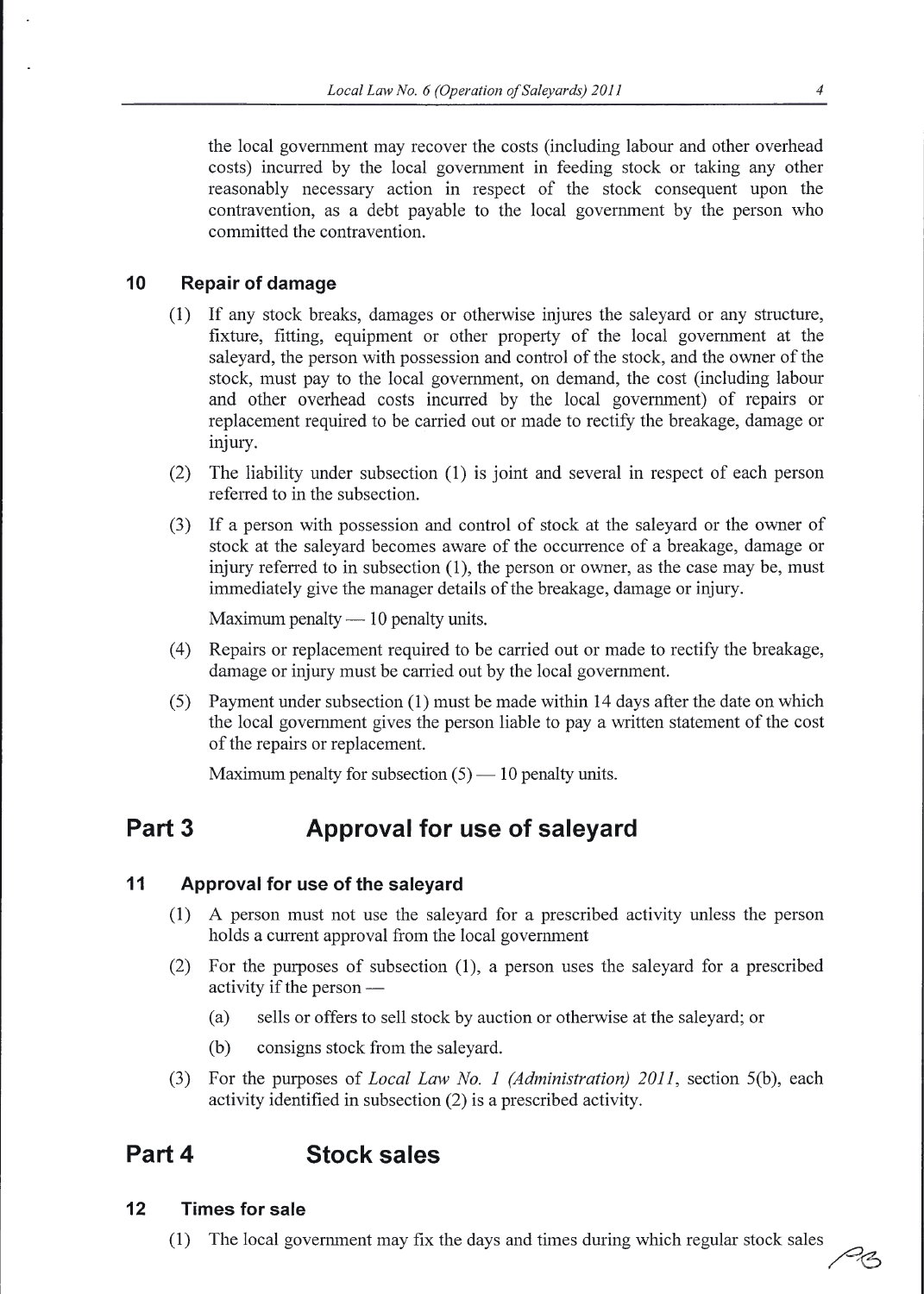the local government may recover the costs (including labour and other overhead costs) incurred by the local government in feeding stock or taking any other reasonably necessary action in respect of the stock consequent upon the contravention, as a debt payable to the local government by the person who committed the contravention.

### 10 Repair of damage

(1) If any stock breaks, damages or otherwise injures the saleyard or any structure, fixture, fitting, equipment or other property of the local government at the saleyard, the person with possession and control of the stock, and the owner of the stock, must pay to the local government, on demand, the cost (including labour and other overhead costs incurred by the local government) of repairs or replacement required to be carried out or made to rectify the breakage, damage or injury.

(2) The liability under subsection (1) is joint and several in respect of each person referred to in the subsection.

(3) If a person with possession and control of stock at the saleyard or the owner of stock at the saleyard becomes aware of the occurrence of a breakage, damage or injury referred to in subsection (1), the person or owner, as the case may be, must immediately give the manager details of the breakage, damage or injury.

Maximum penalty — 10 penalty units.

(4) Repairs or replacement required to be carried out or made to rectify the breakage, damage or injury must be carried out by the local government.

(5) Payment under subsection (1) must be made within 14 days after the date on which the local government gives the person liable to pay a written statement of the cost of the repairs or replacement.

Maximum penalty for subsection (5) — 10 penalty units.

## Part 3 Approval for use of saleyard

### 11 Approval for use of the saleyard

(1) A person must not use the saleyard for a prescribed activity unless the person holds a current approval from the local government

(2) For the purposes of subsection (1), a person uses the saleyard for a prescribed activity if the person —

(a) sells or offers to sell stock by auction or otherwise at the saleyard; or

(b) consigns stock from the saleyard.

(3) For the purposes of *Local Law No. 1 (Administration) 2011*, section 5(b), each activity identified in subsection (2) is a prescribed activity.

## Part 4 Stock sales

### 12 Times for sale

(1) The local government may fix the days and times during which regular stock sales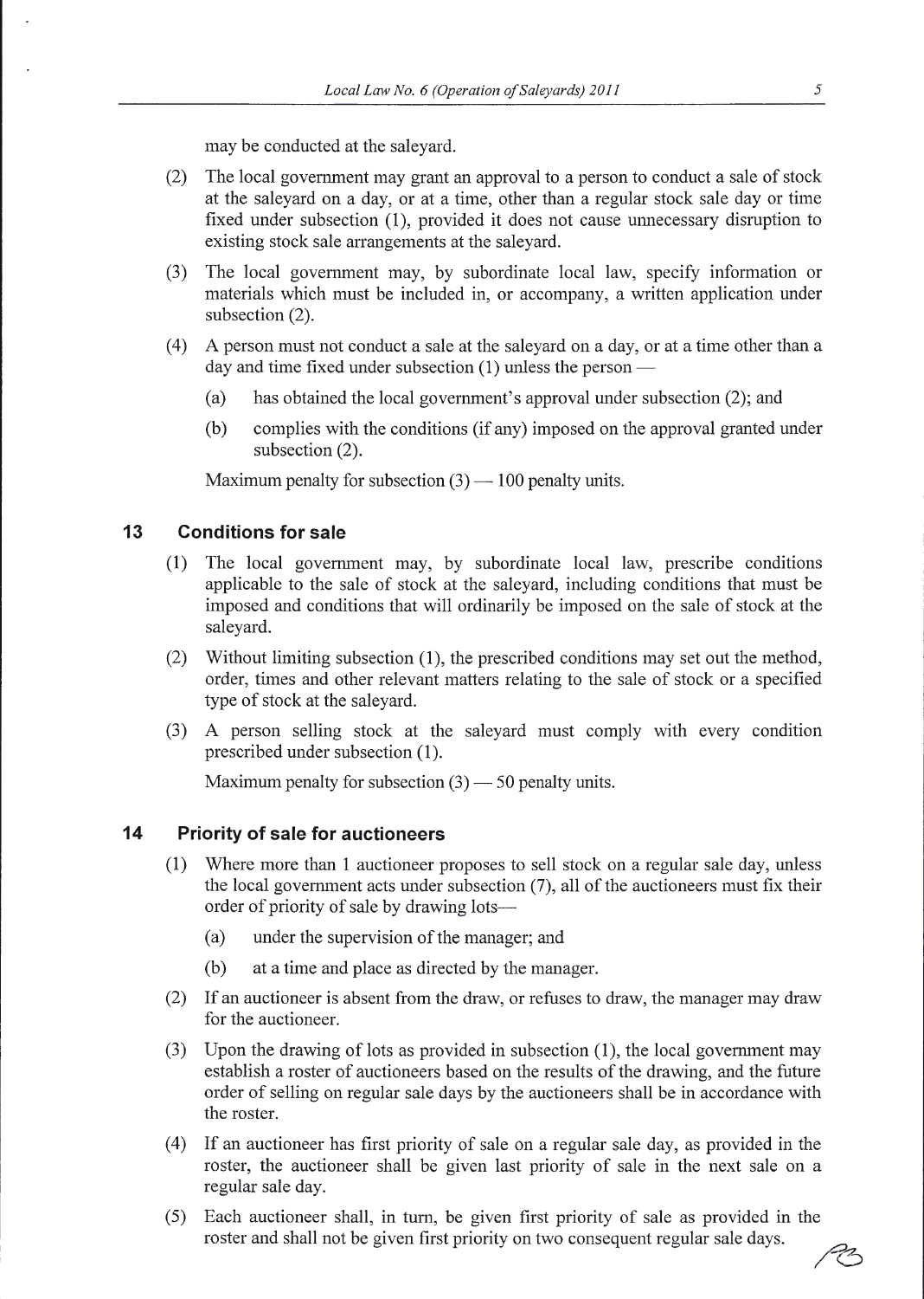may be conducted at the saleyard.

(2) The local government may grant an approval to a person to conduct a sale of stock at the saleyard on a day, or at a time, other than a regular stock sale day or time fixed under subsection (1), provided it does not cause unnecessary disruption to existing stock sale arrangements at the saleyard.

(3) The local government may, by subordinate local law, specify information or materials which must be included in, or accompany, a written application under subsection (2).

(4) A person must not conduct a sale at the saleyard on a day, or at a time other than a day and time fixed under subsection (1) unless the person —

(a) has obtained the local government's approval under subsection (2); and

(b) complies with the conditions (if any) imposed on the approval granted under subsection (2).

Maximum penalty for subsection (3) — 100 penalty units.

## 13 Conditions for sale

(1) The local government may, by subordinate local law, prescribe conditions applicable to the sale of stock at the saleyard, including conditions that must be imposed and conditions that will ordinarily be imposed on the sale of stock at the saleyard.

(2) Without limiting subsection (1), the prescribed conditions may set out the method, order, times and other relevant matters relating to the sale of stock or a specified type of stock at the saleyard.

(3) A person selling stock at the saleyard must comply with every condition prescribed under subsection (1).

Maximum penalty for subsection (3) — 50 penalty units.

## 14 Priority of sale for auctioneers

(1) Where more than 1 auctioneer proposes to sell stock on a regular sale day, unless the local government acts under subsection (7), all of the auctioneers must fix their order of priority of sale by drawing lots—

(a) under the supervision of the manager; and

(b) at a time and place as directed by the manager.

(2) If an auctioneer is absent from the draw, or refuses to draw, the manager may draw for the auctioneer.

(3) Upon the drawing of lots as provided in subsection (1), the local government may establish a roster of auctioneers based on the results of the drawing, and the future order of selling on regular sale days by the auctioneers shall be in accordance with the roster.

(4) If an auctioneer has first priority of sale on a regular sale day, as provided in the roster, the auctioneer shall be given last priority of sale in the next sale on a regular sale day.

(5) Each auctioneer shall, in turn, be given first priority of sale as provided in the roster and shall not be given first priority on two consequent regular sale days.